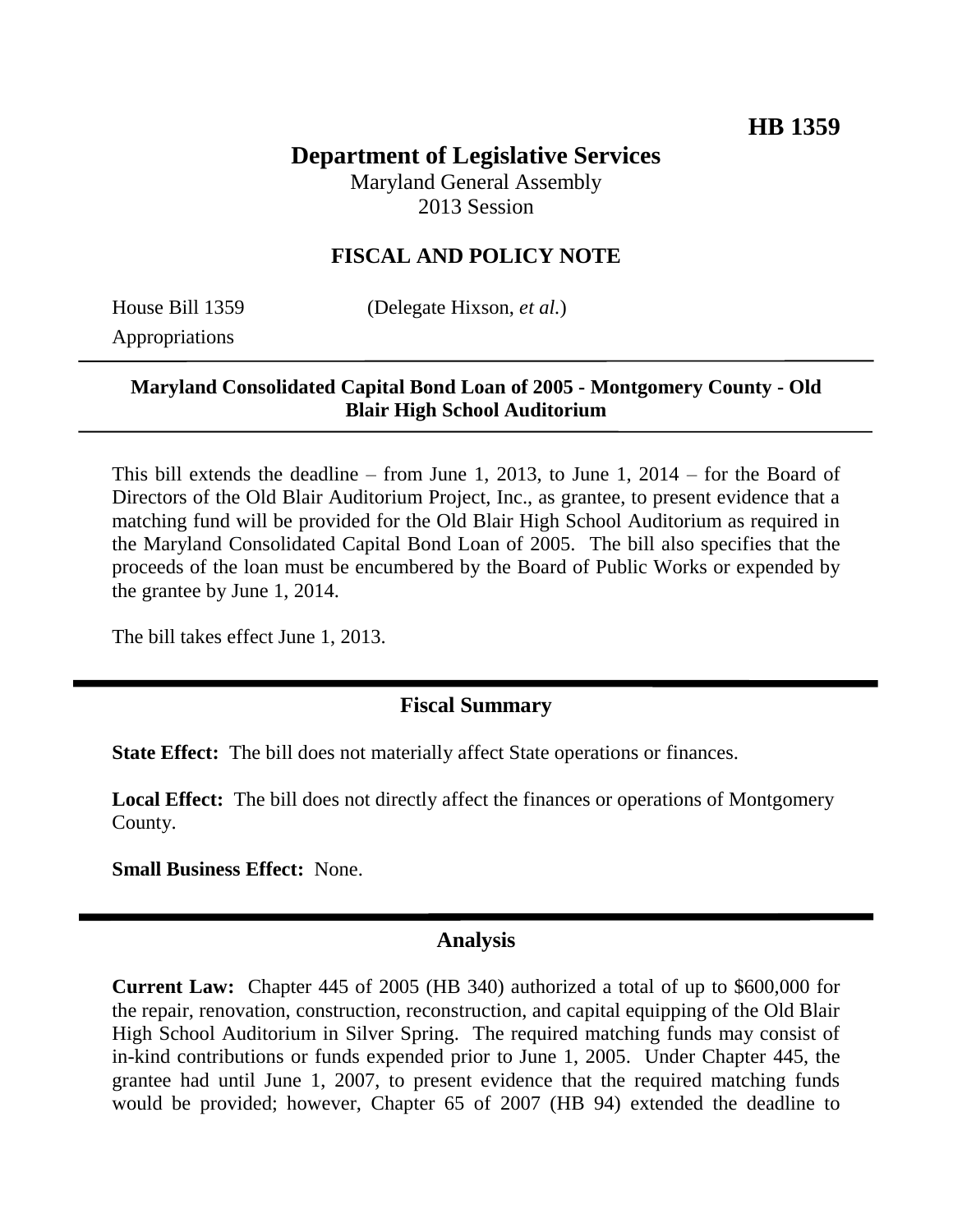HB 1359

# Department of Legislative Services

Maryland General Assembly
2013 Session

## FISCAL AND POLICY NOTE

House Bill 1359 (Delegate Hixson, *et al.*)
Appropriations

**Maryland Consolidated Capital Bond Loan of 2005 - Montgomery County - Old Blair High School Auditorium**

This bill extends the deadline – from June 1, 2013, to June 1, 2014 – for the Board of Directors of the Old Blair Auditorium Project, Inc., as grantee, to present evidence that a matching fund will be provided for the Old Blair High School Auditorium as required in the Maryland Consolidated Capital Bond Loan of 2005. The bill also specifies that the proceeds of the loan must be encumbered by the Board of Public Works or expended by the grantee by June 1, 2014.

The bill takes effect June 1, 2013.

## Fiscal Summary

**State Effect:** The bill does not materially affect State operations or finances.

**Local Effect:** The bill does not directly affect the finances or operations of Montgomery County.

**Small Business Effect:** None.

## Analysis

**Current Law:** Chapter 445 of 2005 (HB 340) authorized a total of up to $600,000 for the repair, renovation, construction, reconstruction, and capital equipping of the Old Blair High School Auditorium in Silver Spring. The required matching funds may consist of in-kind contributions or funds expended prior to June 1, 2005. Under Chapter 445, the grantee had until June 1, 2007, to present evidence that the required matching funds would be provided; however, Chapter 65 of 2007 (HB 94) extended the deadline to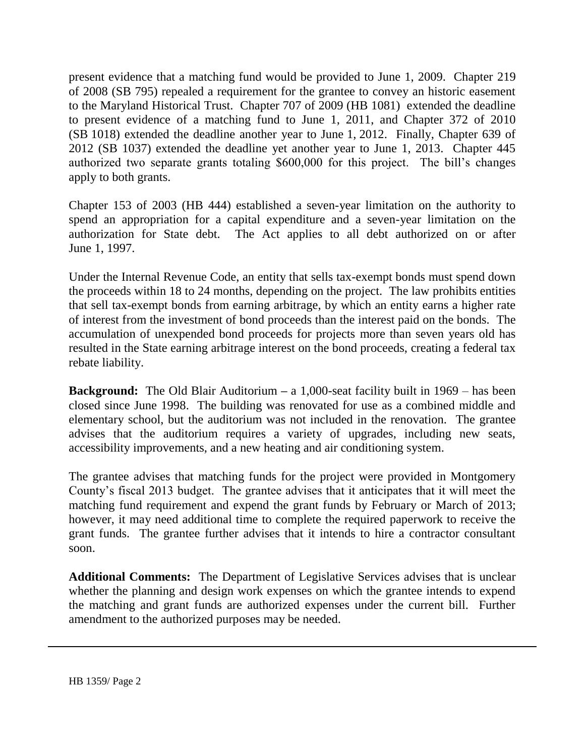present evidence that a matching fund would be provided to June 1, 2009. Chapter 219 of 2008 (SB 795) repealed a requirement for the grantee to convey an historic easement to the Maryland Historical Trust. Chapter 707 of 2009 (HB 1081) extended the deadline to present evidence of a matching fund to June 1, 2011, and Chapter 372 of 2010 (SB 1018) extended the deadline another year to June 1, 2012. Finally, Chapter 639 of 2012 (SB 1037) extended the deadline yet another year to June 1, 2013. Chapter 445 authorized two separate grants totaling $600,000 for this project. The bill's changes apply to both grants.

Chapter 153 of 2003 (HB 444) established a seven-year limitation on the authority to spend an appropriation for a capital expenditure and a seven-year limitation on the authorization for State debt. The Act applies to all debt authorized on or after June 1, 1997.

Under the Internal Revenue Code, an entity that sells tax-exempt bonds must spend down the proceeds within 18 to 24 months, depending on the project. The law prohibits entities that sell tax-exempt bonds from earning arbitrage, by which an entity earns a higher rate of interest from the investment of bond proceeds than the interest paid on the bonds. The accumulation of unexpended bond proceeds for projects more than seven years old has resulted in the State earning arbitrage interest on the bond proceeds, creating a federal tax rebate liability.

**Background:** The Old Blair Auditorium – a 1,000-seat facility built in 1969 – has been closed since June 1998. The building was renovated for use as a combined middle and elementary school, but the auditorium was not included in the renovation. The grantee advises that the auditorium requires a variety of upgrades, including new seats, accessibility improvements, and a new heating and air conditioning system.

The grantee advises that matching funds for the project were provided in Montgomery County's fiscal 2013 budget. The grantee advises that it anticipates that it will meet the matching fund requirement and expend the grant funds by February or March of 2013; however, it may need additional time to complete the required paperwork to receive the grant funds. The grantee further advises that it intends to hire a contractor consultant soon.

**Additional Comments:** The Department of Legislative Services advises that is unclear whether the planning and design work expenses on which the grantee intends to expend the matching and grant funds are authorized expenses under the current bill. Further amendment to the authorized purposes may be needed.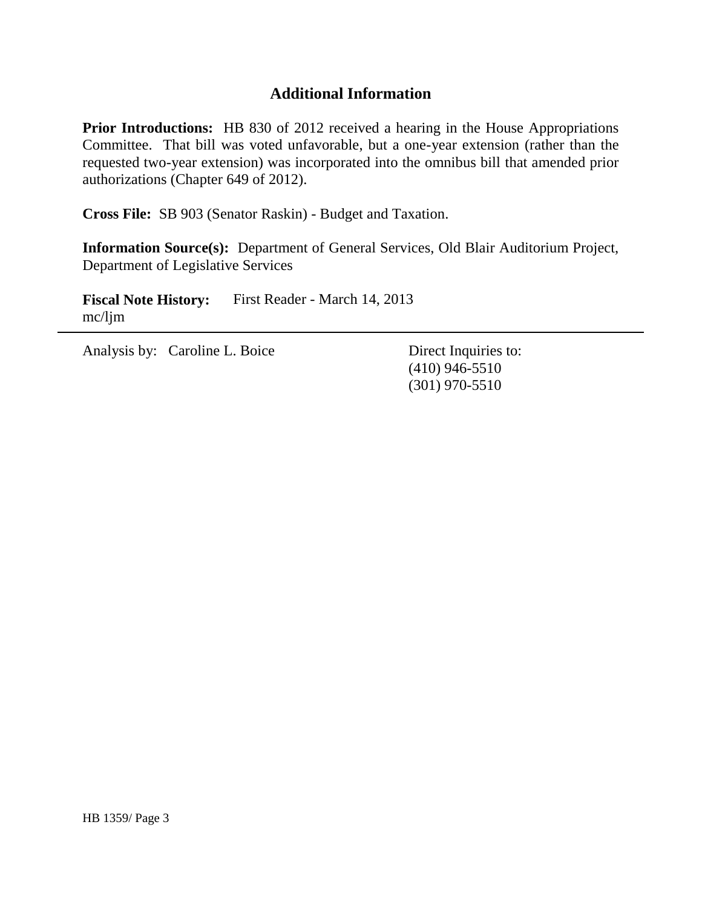## Additional Information

**Prior Introductions:** HB 830 of 2012 received a hearing in the House Appropriations Committee. That bill was voted unfavorable, but a one-year extension (rather than the requested two-year extension) was incorporated into the omnibus bill that amended prior authorizations (Chapter 649 of 2012).

**Cross File:** SB 903 (Senator Raskin) - Budget and Taxation.

**Information Source(s):** Department of General Services, Old Blair Auditorium Project, Department of Legislative Services

**Fiscal Note History:** First Reader - March 14, 2013
mc/ljm

---

Analysis by: Caroline L. Boice

Direct Inquiries to:
(410) 946-5510
(301) 970-5510